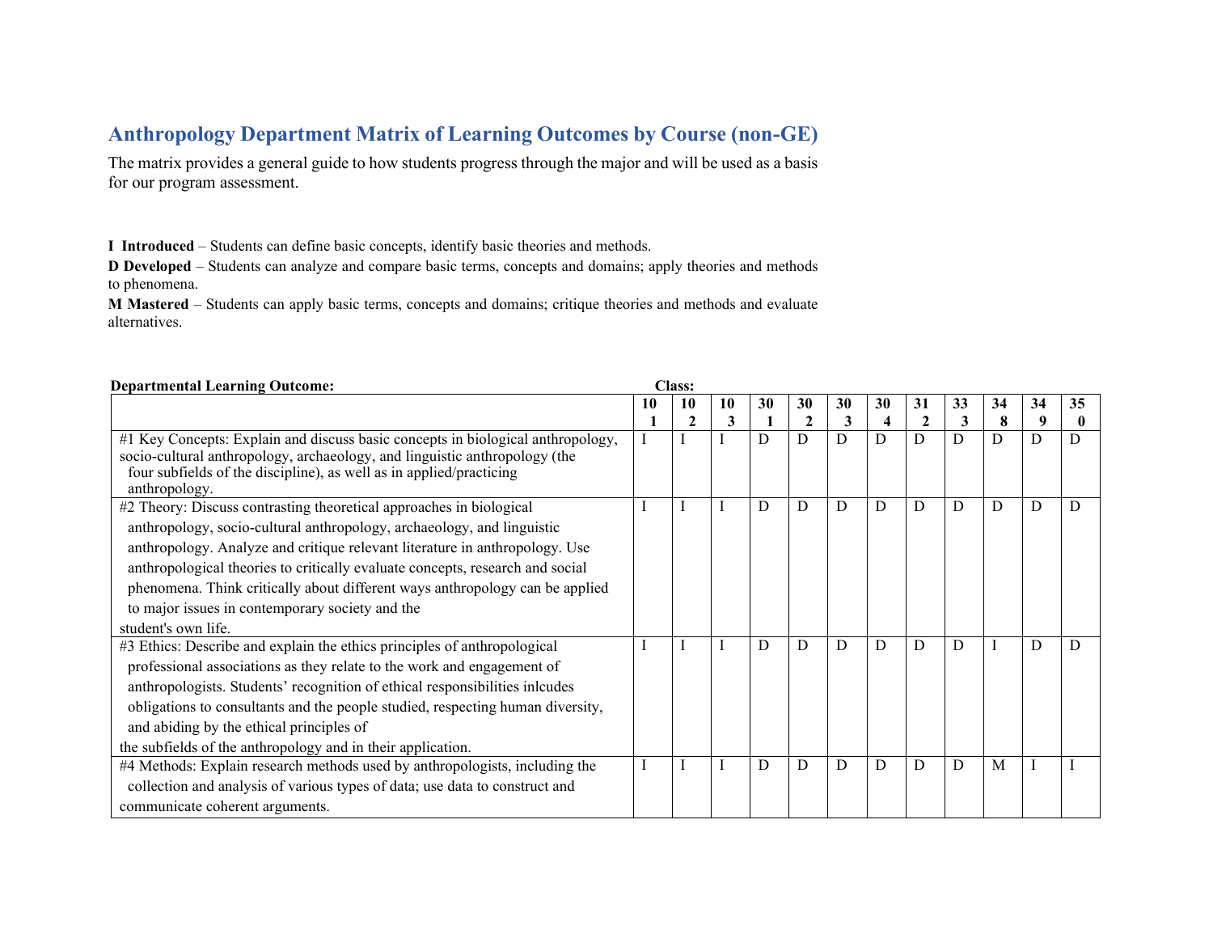# Anthropology Department Matrix of Learning Outcomes by Course (non-GE)

The matrix provides a general guide to how students progress through the major and will be used as a basis for our program assessment.

**I Introduced** – Students can define basic concepts, identify basic theories and methods.

**D Developed** – Students can analyze and compare basic terms, concepts and domains; apply theories and methods to phenomena.

**M Mastered** – Students can apply basic terms, concepts and domains; critique theories and methods and evaluate alternatives.

| Departmental Learning Outcome: | Class: 101 | 102 | 103 | 301 | 302 | 303 | 304 | 312 | 333 | 348 | 349 | 350 |
|---|---|---|---|---|---|---|---|---|---|---|---|---|
| #1 Key Concepts: Explain and discuss basic concepts in biological anthropology, socio-cultural anthropology, archaeology, and linguistic anthropology (the four subfields of the discipline), as well as in applied/practicing anthropology. | I | I | I | D | D | D | D | D | D | D | D | D |
| #2 Theory: Discuss contrasting theoretical approaches in biological anthropology, socio-cultural anthropology, archaeology, and linguistic anthropology. Analyze and critique relevant literature in anthropology. Use anthropological theories to critically evaluate concepts, research and social phenomena. Think critically about different ways anthropology can be applied to major issues in contemporary society and the student's own life. | I | I | I | D | D | D | D | D | D | D | D | D |
| #3 Ethics: Describe and explain the ethics principles of anthropological professional associations as they relate to the work and engagement of anthropologists. Students' recognition of ethical responsibilities inlcudes obligations to consultants and the people studied, respecting human diversity, and abiding by the ethical principles of the subfields of the anthropology and in their application. | I | I | I | D | D | D | D | D | D | I | D | D |
| #4 Methods: Explain research methods used by anthropologists, including the collection and analysis of various types of data; use data to construct and communicate coherent arguments. | I | I | I | D | D | D | D | D | D | M | I | I |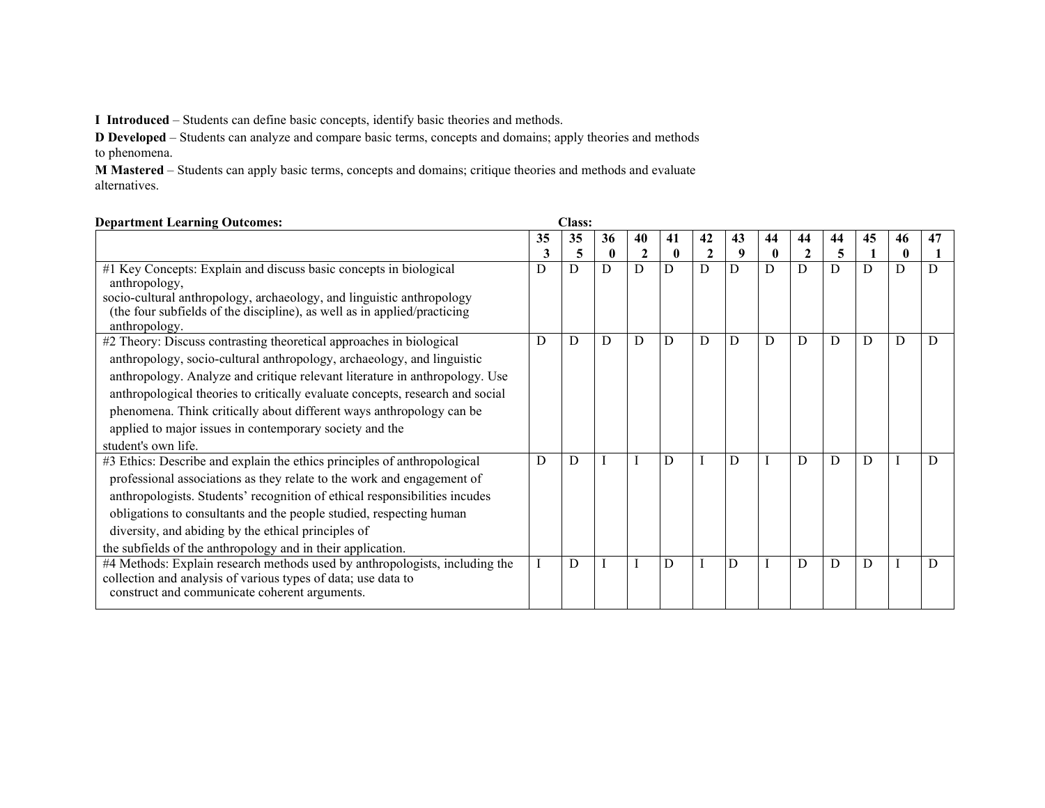**I Introduced** – Students can define basic concepts, identify basic theories and methods.

**D Developed** – Students can analyze and compare basic terms, concepts and domains; apply theories and methods to phenomena.

**M Mastered** – Students can apply basic terms, concepts and domains; critique theories and methods and evaluate alternatives.

**Department Learning Outcomes:** **Class:**

| | 353 | 355 | 360 | 402 | 410 | 422 | 439 | 440 | 442 | 445 | 451 | 460 | 471 |
|---|---|---|---|---|---|---|---|---|---|---|---|---|---|
| #1 Key Concepts: Explain and discuss basic concepts in biological anthropology, socio-cultural anthropology, archaeology, and linguistic anthropology (the four subfields of the discipline), as well as in applied/practicing anthropology. | D | D | D | D | D | D | D | D | D | D | D | D | D |
| #2 Theory: Discuss contrasting theoretical approaches in biological anthropology, socio-cultural anthropology, archaeology, and linguistic anthropology. Analyze and critique relevant literature in anthropology. Use anthropological theories to critically evaluate concepts, research and social phenomena. Think critically about different ways anthropology can be applied to major issues in contemporary society and the student's own life. | D | D | D | D | D | D | D | D | D | D | D | D | D |
| #3 Ethics: Describe and explain the ethics principles of anthropological professional associations as they relate to the work and engagement of anthropologists. Students' recognition of ethical responsibilities incudes obligations to consultants and the people studied, respecting human diversity, and abiding by the ethical principles of the subfields of the anthropology and in their application. | D | D | I | I | D | I | D | I | D | D | D | I | D |
| #4 Methods: Explain research methods used by anthropologists, including the collection and analysis of various types of data; use data to construct and communicate coherent arguments. | I | D | I | I | D | I | D | I | D | D | D | I | D |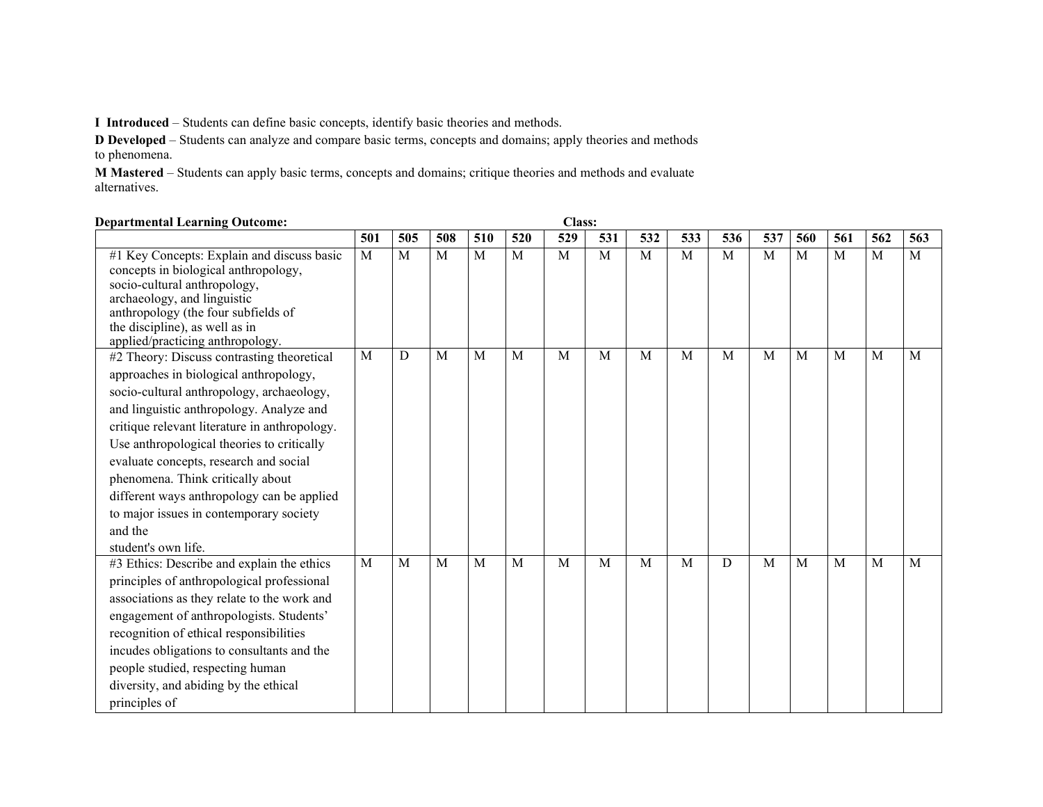**I Introduced** – Students can define basic concepts, identify basic theories and methods.

**D Developed** – Students can analyze and compare basic terms, concepts and domains; apply theories and methods to phenomena.

**M Mastered** – Students can apply basic terms, concepts and domains; critique theories and methods and evaluate alternatives.

**Departmental Learning Outcome:** **Class:**

| | 501 | 505 | 508 | 510 | 520 | 529 | 531 | 532 | 533 | 536 | 537 | 560 | 561 | 562 | 563 |
|---|---|---|---|---|---|---|---|---|---|---|---|---|---|---|---|
| #1 Key Concepts: Explain and discuss basic concepts in biological anthropology, socio-cultural anthropology, archaeology, and linguistic anthropology (the four subfields of the discipline), as well as in applied/practicing anthropology. | M | M | M | M | M | M | M | M | M | M | M | M | M | M | M |
| #2 Theory: Discuss contrasting theoretical approaches in biological anthropology, socio-cultural anthropology, archaeology, and linguistic anthropology. Analyze and critique relevant literature in anthropology. Use anthropological theories to critically evaluate concepts, research and social phenomena. Think critically about different ways anthropology can be applied to major issues in contemporary society and the student's own life. | M | D | M | M | M | M | M | M | M | M | M | M | M | M | M |
| #3 Ethics: Describe and explain the ethics principles of anthropological professional associations as they relate to the work and engagement of anthropologists. Students' recognition of ethical responsibilities incudes obligations to consultants and the people studied, respecting human diversity, and abiding by the ethical principles of | M | M | M | M | M | M | M | M | M | D | M | M | M | M | M |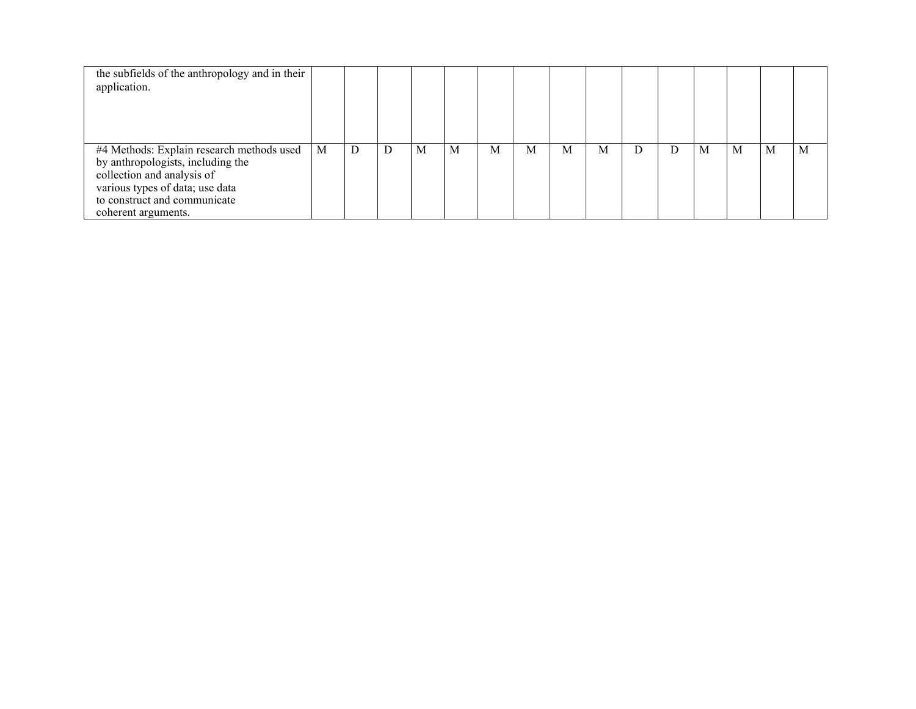| | | | | | | | | | | | | | | | |
|---|---|---|---|---|---|---|---|---|---|---|---|---|---|---|---|
| the subfields of the anthropology and in their application. | | | | | | | | | | | | | | | |
| #4 Methods: Explain research methods used by anthropologists, including the collection and analysis of various types of data; use data to construct and communicate coherent arguments. | M | D | D | M | M | M | M | M | M | D | D | M | M | M | M |